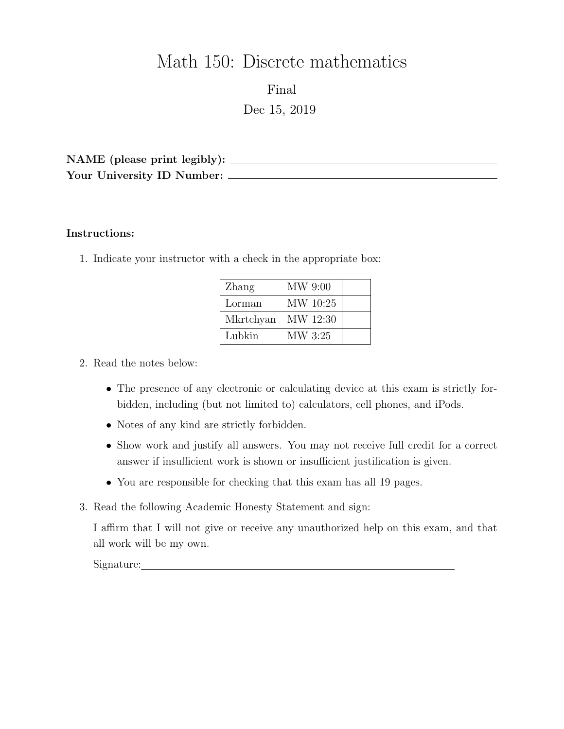# Math 150: Discrete mathematics

Final

Dec 15, 2019

**NAME (please print legibly):** \_\_\_\_\_\_\_\_\_\_\_\_\_\_\_\_\_\_\_\_\_\_\_\_\_\_\_\_\_\_\_\_\_\_\_\_\_\_\_\_

**Your University ID Number:** \_\_\_\_\_\_\_\_\_\_\_\_\_\_\_\_\_\_\_\_\_\_\_\_\_\_\_\_\_\_\_\_\_\_\_\_\_\_\_\_

**Instructions:**

1. Indicate your instructor with a check in the appropriate box:

| Zhang | MW 9:00 | |
|---|---|---|
| Lorman | MW 10:25 | |
| Mkrtchyan | MW 12:30 | |
| Lubkin | MW 3:25 | |

2. Read the notes below:

   - The presence of any electronic or calculating device at this exam is strictly forbidden, including (but not limited to) calculators, cell phones, and iPods.
   - Notes of any kind are strictly forbidden.
   - Show work and justify all answers. You may not receive full credit for a correct answer if insufficient work is shown or insufficient justification is given.
   - You are responsible for checking that this exam has all 19 pages.

3. Read the following Academic Honesty Statement and sign:

   I affirm that I will not give or receive any unauthorized help on this exam, and that all work will be my own.

   Signature: \_\_\_\_\_\_\_\_\_\_\_\_\_\_\_\_\_\_\_\_\_\_\_\_\_\_\_\_\_\_\_\_\_\_\_\_\_\_\_\_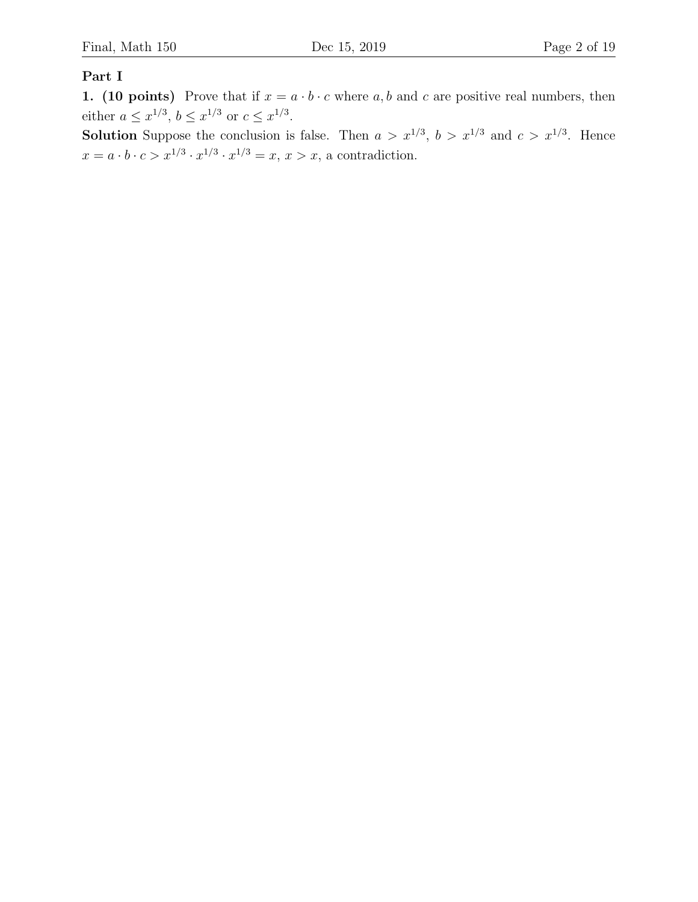## Part I

**1. (10 points)** Prove that if $x = a \cdot b \cdot c$ where $a, b$ and $c$ are positive real numbers, then either $a \leq x^{1/3}$, $b \leq x^{1/3}$ or $c \leq x^{1/3}$.

**Solution** Suppose the conclusion is false. Then $a > x^{1/3}$, $b > x^{1/3}$ and $c > x^{1/3}$. Hence $x = a \cdot b \cdot c > x^{1/3} \cdot x^{1/3} \cdot x^{1/3} = x$, $x > x$, a contradiction.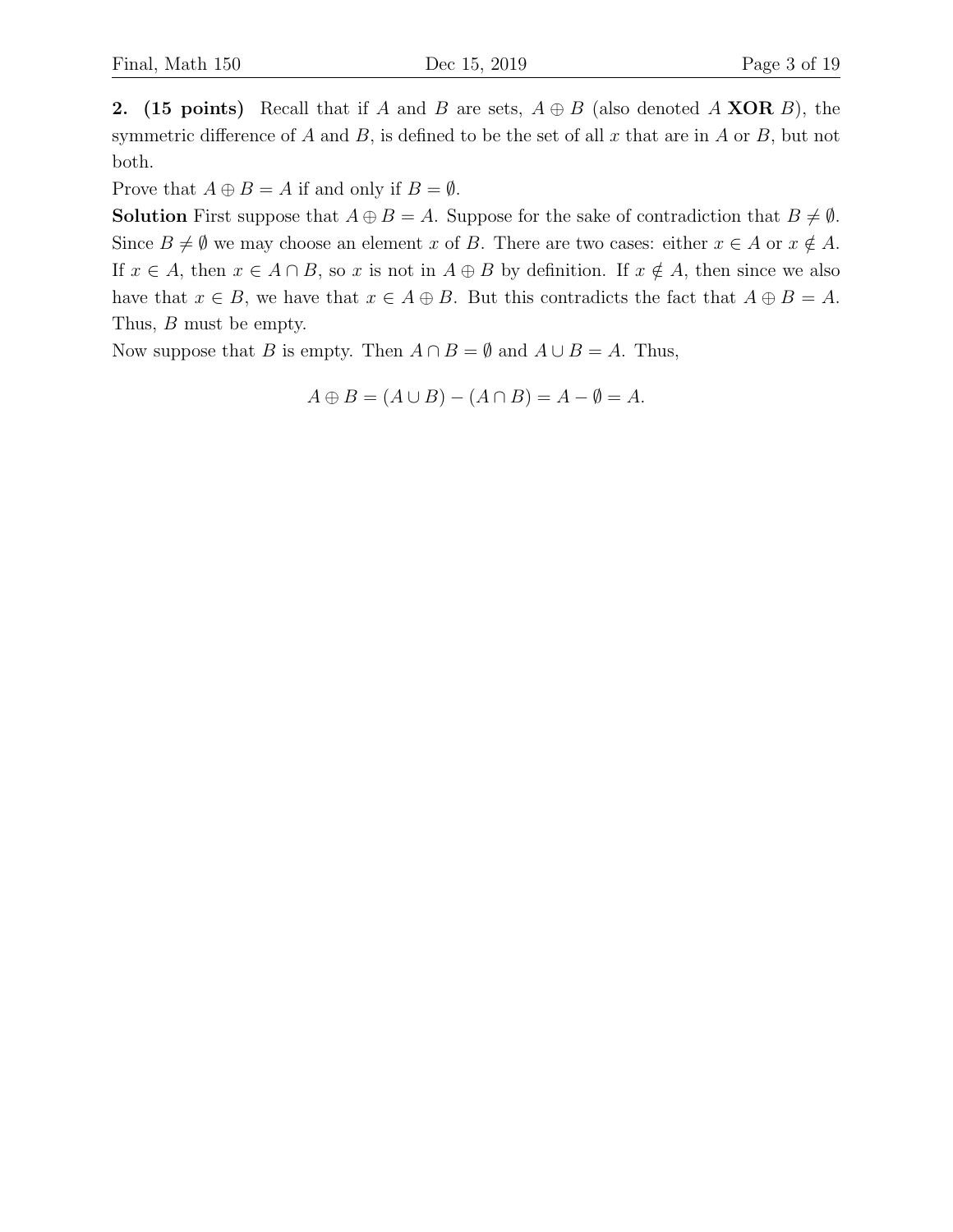**2. (15 points)** Recall that if $A$ and $B$ are sets, $A \oplus B$ (also denoted $A$ **XOR** $B$), the symmetric difference of $A$ and $B$, is defined to be the set of all $x$ that are in $A$ or $B$, but not both.

Prove that $A \oplus B = A$ if and only if $B = \emptyset$.

**Solution** First suppose that $A \oplus B = A$. Suppose for the sake of contradiction that $B \neq \emptyset$. Since $B \neq \emptyset$ we may choose an element $x$ of $B$. There are two cases: either $x \in A$ or $x \notin A$. If $x \in A$, then $x \in A \cap B$, so $x$ is not in $A \oplus B$ by definition. If $x \notin A$, then since we also have that $x \in B$, we have that $x \in A \oplus B$. But this contradicts the fact that $A \oplus B = A$. Thus, $B$ must be empty.

Now suppose that $B$ is empty. Then $A \cap B = \emptyset$ and $A \cup B = A$. Thus,

$$A \oplus B = (A \cup B) - (A \cap B) = A - \emptyset = A.$$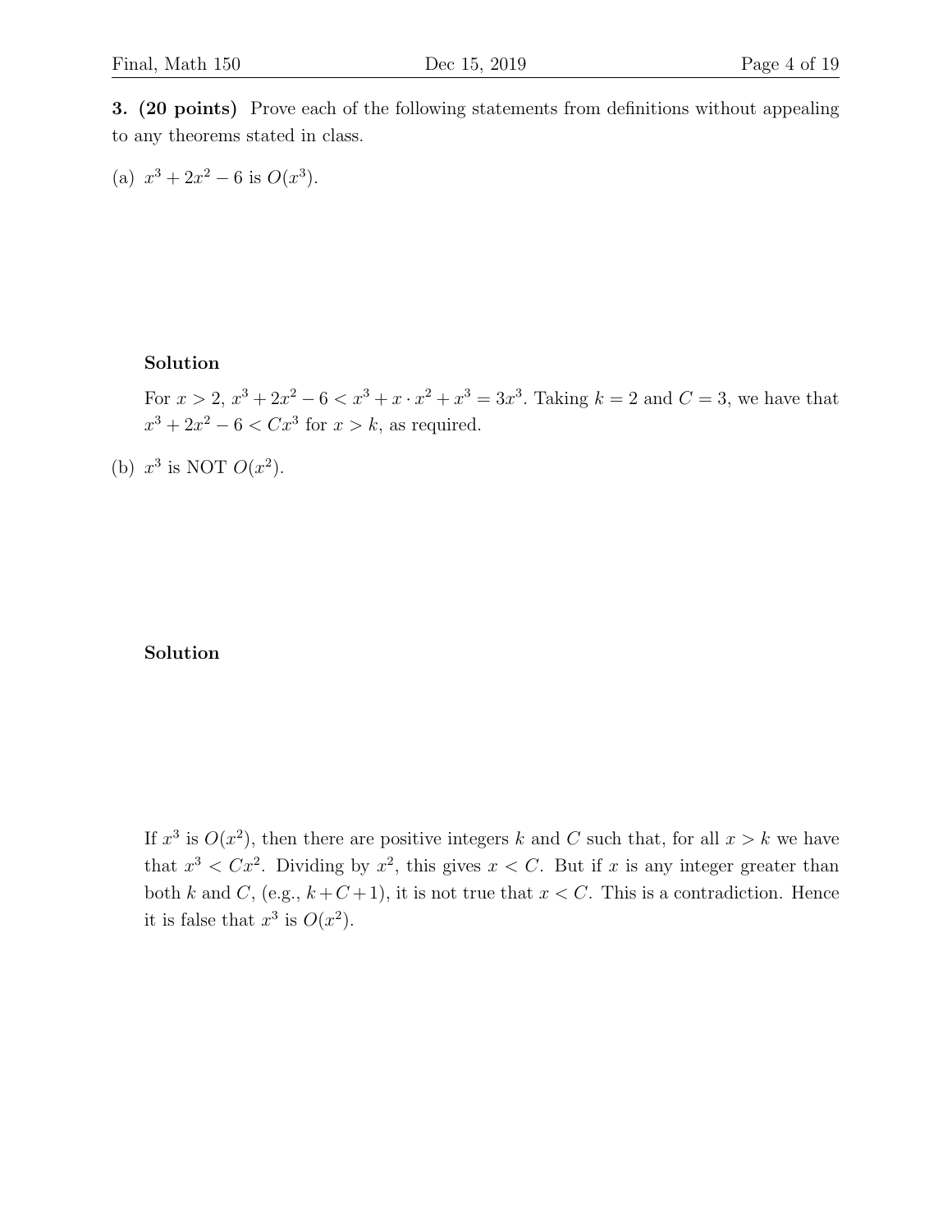**3. (20 points)** Prove each of the following statements from definitions without appealing to any theorems stated in class.

(a) $x^3 + 2x^2 - 6$ is $O(x^3)$.

**Solution**

For $x > 2$, $x^3 + 2x^2 - 6 < x^3 + x \cdot x^2 + x^3 = 3x^3$. Taking $k = 2$ and $C = 3$, we have that $x^3 + 2x^2 - 6 < Cx^3$ for $x > k$, as required.

(b) $x^3$ is NOT $O(x^2)$.

**Solution**

If $x^3$ is $O(x^2)$, then there are positive integers $k$ and $C$ such that, for all $x > k$ we have that $x^3 < Cx^2$. Dividing by $x^2$, this gives $x < C$. But if $x$ is any integer greater than both $k$ and $C$, (e.g., $k + C + 1$), it is not true that $x < C$. This is a contradiction. Hence it is false that $x^3$ is $O(x^2)$.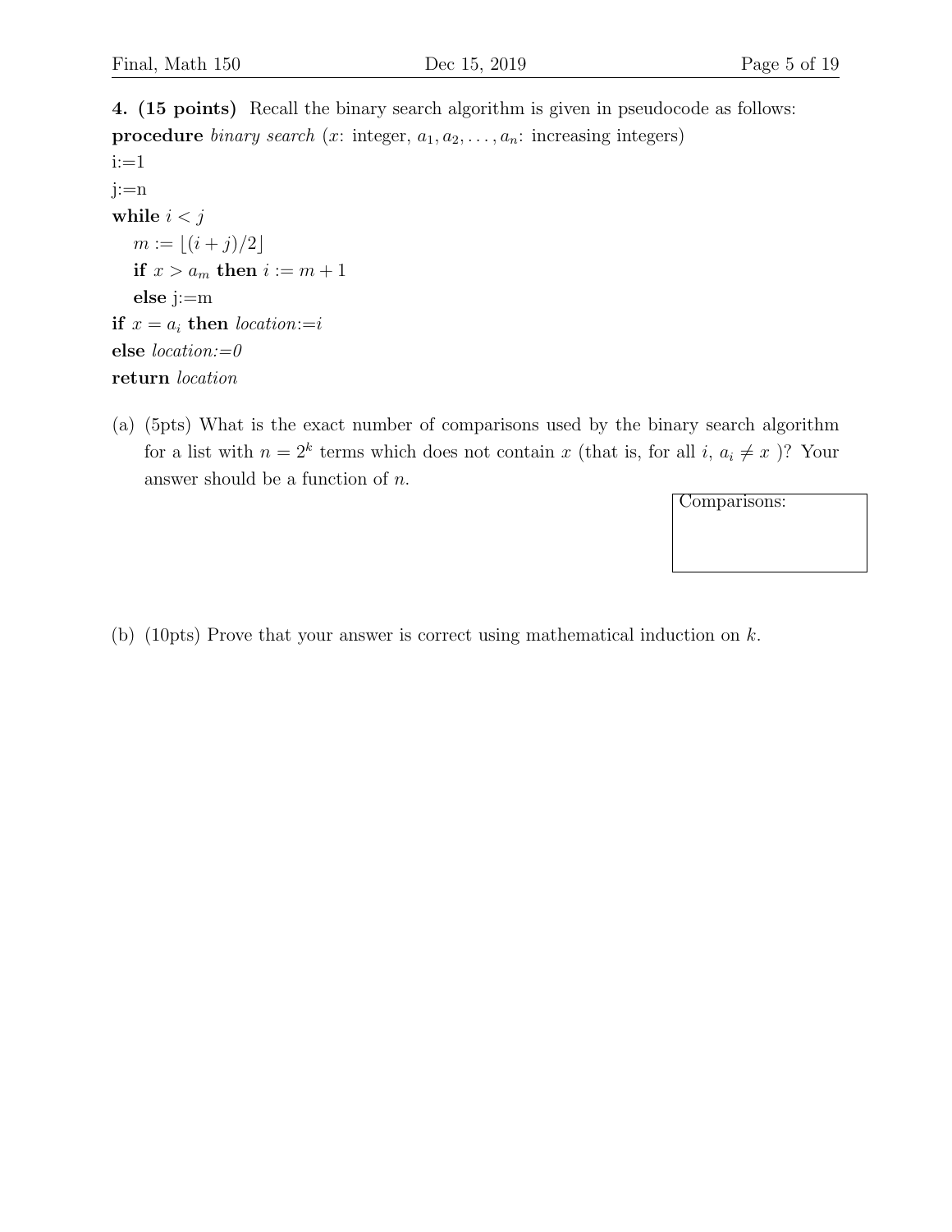**4. (15 points)** Recall the binary search algorithm is given in pseudocode as follows:

**procedure** *binary search* ($x$: integer, $a_1, a_2, \ldots, a_n$: increasing integers)
i:=1
j:=n
**while** $i < j$
  $m := \lfloor (i+j)/2 \rfloor$
  **if** $x > a_m$ **then** $i := m+1$
  **else** j:=m
**if** $x = a_i$ **then** *location*:=$i$
**else** *location:=0*
**return** *location*

(a) (5pts) What is the exact number of comparisons used by the binary search algorithm for a list with $n = 2^k$ terms which does not contain $x$ (that is, for all $i$, $a_i \neq x$ )? Your answer should be a function of $n$.

| Comparisons: |
|---|
| |

(b) (10pts) Prove that your answer is correct using mathematical induction on $k$.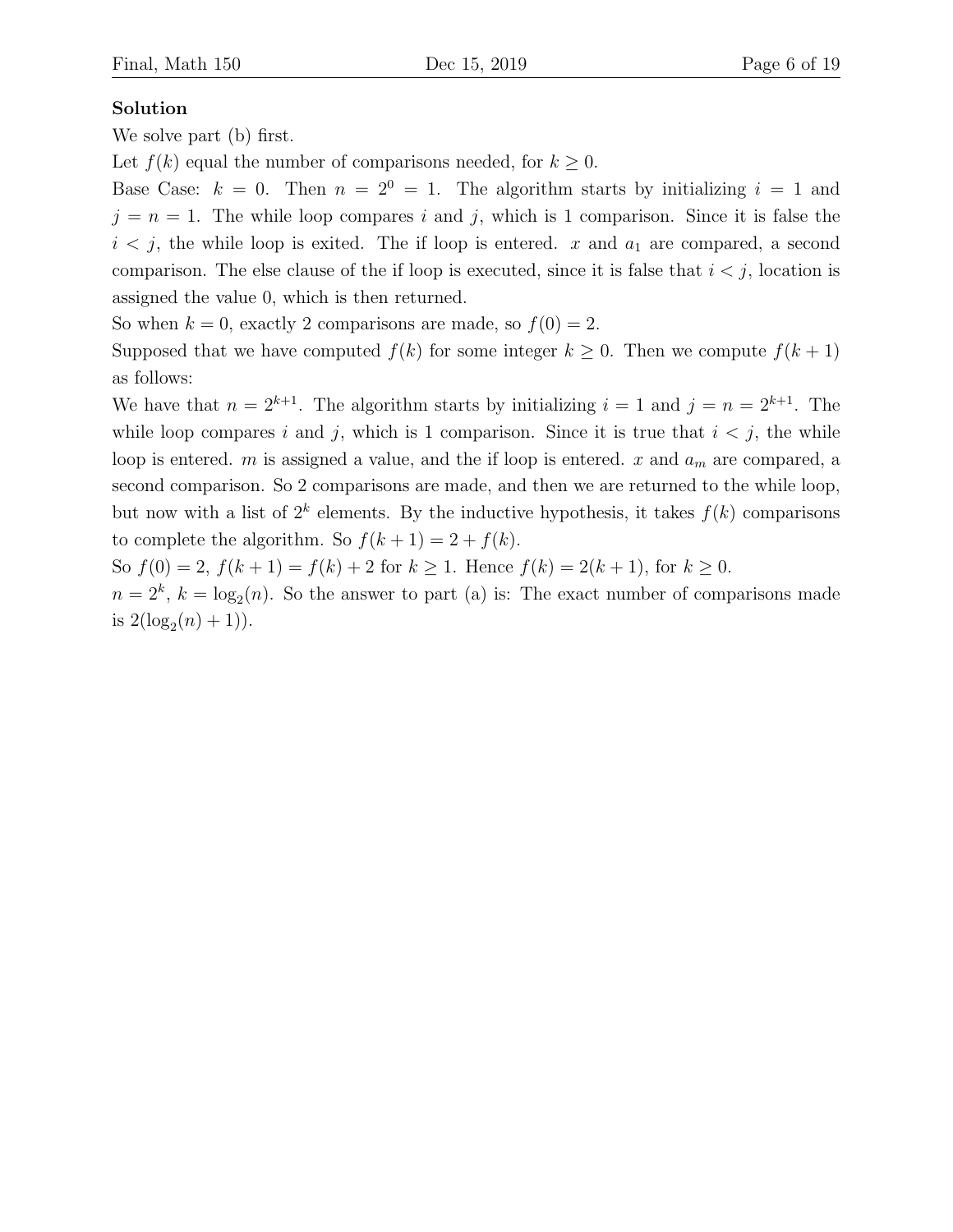**Solution**

We solve part (b) first.

Let $f(k)$ equal the number of comparisons needed, for $k \geq 0$.

Base Case: $k = 0$. Then $n = 2^0 = 1$. The algorithm starts by initializing $i = 1$ and $j = n = 1$. The while loop compares $i$ and $j$, which is 1 comparison. Since it is false the $i < j$, the while loop is exited. The if loop is entered. $x$ and $a_1$ are compared, a second comparison. The else clause of the if loop is executed, since it is false that $i < j$, location is assigned the value 0, which is then returned.

So when $k = 0$, exactly 2 comparisons are made, so $f(0) = 2$.

Supposed that we have computed $f(k)$ for some integer $k \geq 0$. Then we compute $f(k+1)$ as follows:

We have that $n = 2^{k+1}$. The algorithm starts by initializing $i = 1$ and $j = n = 2^{k+1}$. The while loop compares $i$ and $j$, which is 1 comparison. Since it is true that $i < j$, the while loop is entered. $m$ is assigned a value, and the if loop is entered. $x$ and $a_m$ are compared, a second comparison. So 2 comparisons are made, and then we are returned to the while loop, but now with a list of $2^k$ elements. By the inductive hypothesis, it takes $f(k)$ comparisons to complete the algorithm. So $f(k+1) = 2 + f(k)$.

So $f(0) = 2$, $f(k+1) = f(k) + 2$ for $k \geq 1$. Hence $f(k) = 2(k+1)$, for $k \geq 0$.

$n = 2^k$, $k = \log_2(n)$. So the answer to part (a) is: The exact number of comparisons made is $2(\log_2(n) + 1))$.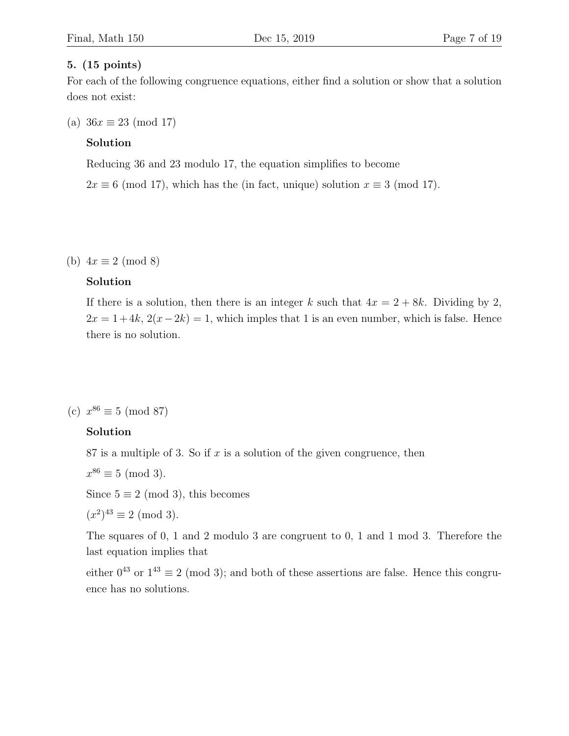**5. (15 points)**

For each of the following congruence equations, either find a solution or show that a solution does not exist:

(a) $36x \equiv 23 \pmod{17}$

**Solution**

Reducing 36 and 23 modulo 17, the equation simplifies to become

$2x \equiv 6 \pmod{17}$, which has the (in fact, unique) solution $x \equiv 3 \pmod{17}$.

(b) $4x \equiv 2 \pmod{8}$

**Solution**

If there is a solution, then there is an integer $k$ such that $4x = 2 + 8k$. Dividing by 2, $2x = 1 + 4k$, $2(x - 2k) = 1$, which imples that 1 is an even number, which is false. Hence there is no solution.

(c) $x^{86} \equiv 5 \pmod{87}$

**Solution**

87 is a multiple of 3. So if $x$ is a solution of the given congruence, then

$x^{86} \equiv 5 \pmod{3}$.

Since $5 \equiv 2 \pmod{3}$, this becomes

$(x^2)^{43} \equiv 2 \pmod{3}$.

The squares of 0, 1 and 2 modulo 3 are congruent to 0, 1 and 1 mod 3. Therefore the last equation implies that

either $0^{43}$ or $1^{43} \equiv 2 \pmod{3}$; and both of these assertions are false. Hence this congruence has no solutions.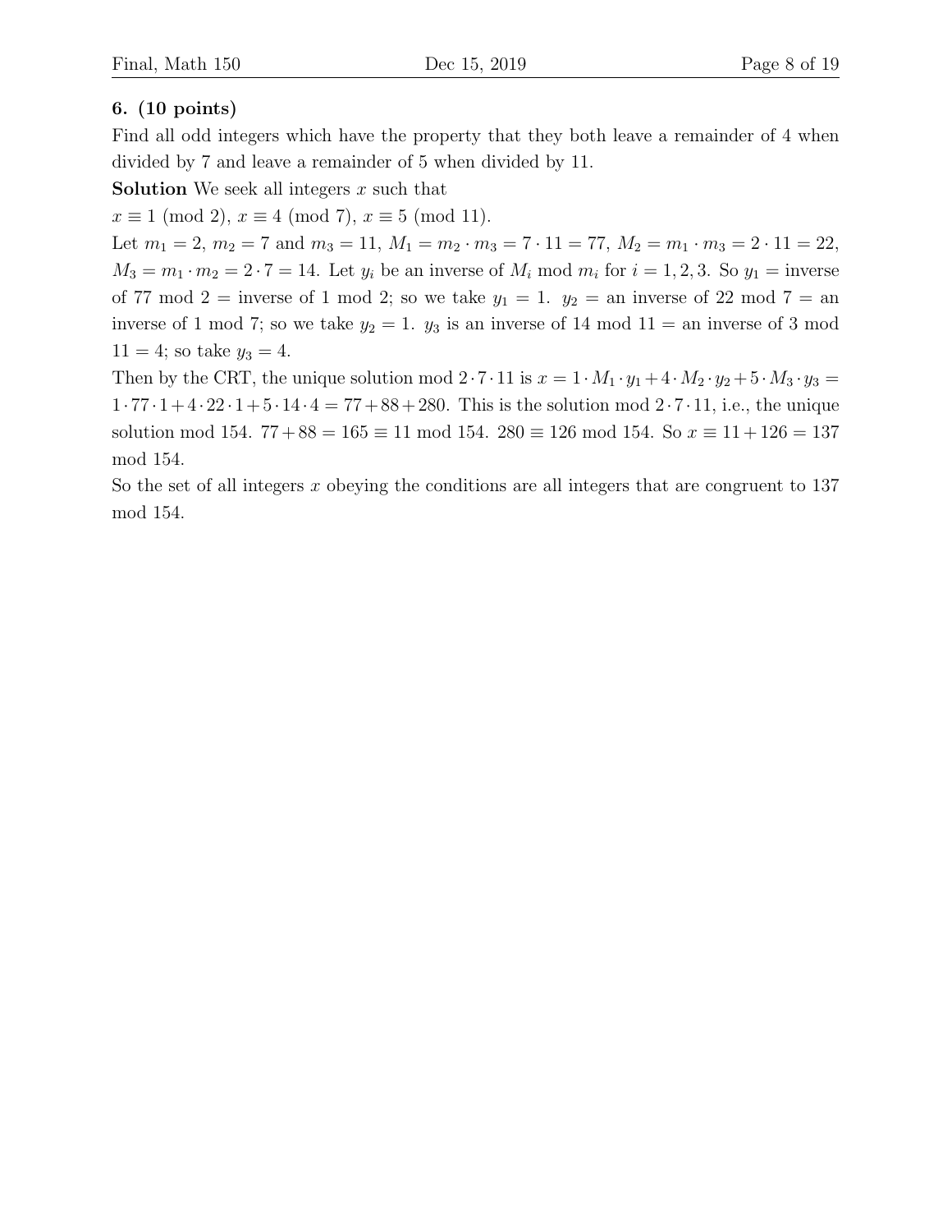**6. (10 points)**

Find all odd integers which have the property that they both leave a remainder of 4 when divided by 7 and leave a remainder of 5 when divided by 11.

**Solution** We seek all integers $x$ such that

$x \equiv 1 \pmod{2}$, $x \equiv 4 \pmod{7}$, $x \equiv 5 \pmod{11}$.

Let $m_1 = 2$, $m_2 = 7$ and $m_3 = 11$, $M_1 = m_2 \cdot m_3 = 7 \cdot 11 = 77$, $M_2 = m_1 \cdot m_3 = 2 \cdot 11 = 22$, $M_3 = m_1 \cdot m_2 = 2 \cdot 7 = 14$. Let $y_i$ be an inverse of $M_i$ mod $m_i$ for $i = 1, 2, 3$. So $y_1 =$ inverse of 77 mod 2 = inverse of 1 mod 2; so we take $y_1 = 1$. $y_2 =$ an inverse of 22 mod 7 = an inverse of 1 mod 7; so we take $y_2 = 1$. $y_3$ is an inverse of 14 mod 11 = an inverse of 3 mod 11 = 4; so take $y_3 = 4$.

Then by the CRT, the unique solution mod $2 \cdot 7 \cdot 11$ is $x = 1 \cdot M_1 \cdot y_1 + 4 \cdot M_2 \cdot y_2 + 5 \cdot M_3 \cdot y_3 = 1 \cdot 77 \cdot 1 + 4 \cdot 22 \cdot 1 + 5 \cdot 14 \cdot 4 = 77 + 88 + 280$. This is the solution mod $2 \cdot 7 \cdot 11$, i.e., the unique solution mod 154. $77 + 88 = 165 \equiv 11$ mod 154. $280 \equiv 126$ mod 154. So $x \equiv 11 + 126 = 137$ mod 154.

So the set of all integers $x$ obeying the conditions are all integers that are congruent to 137 mod 154.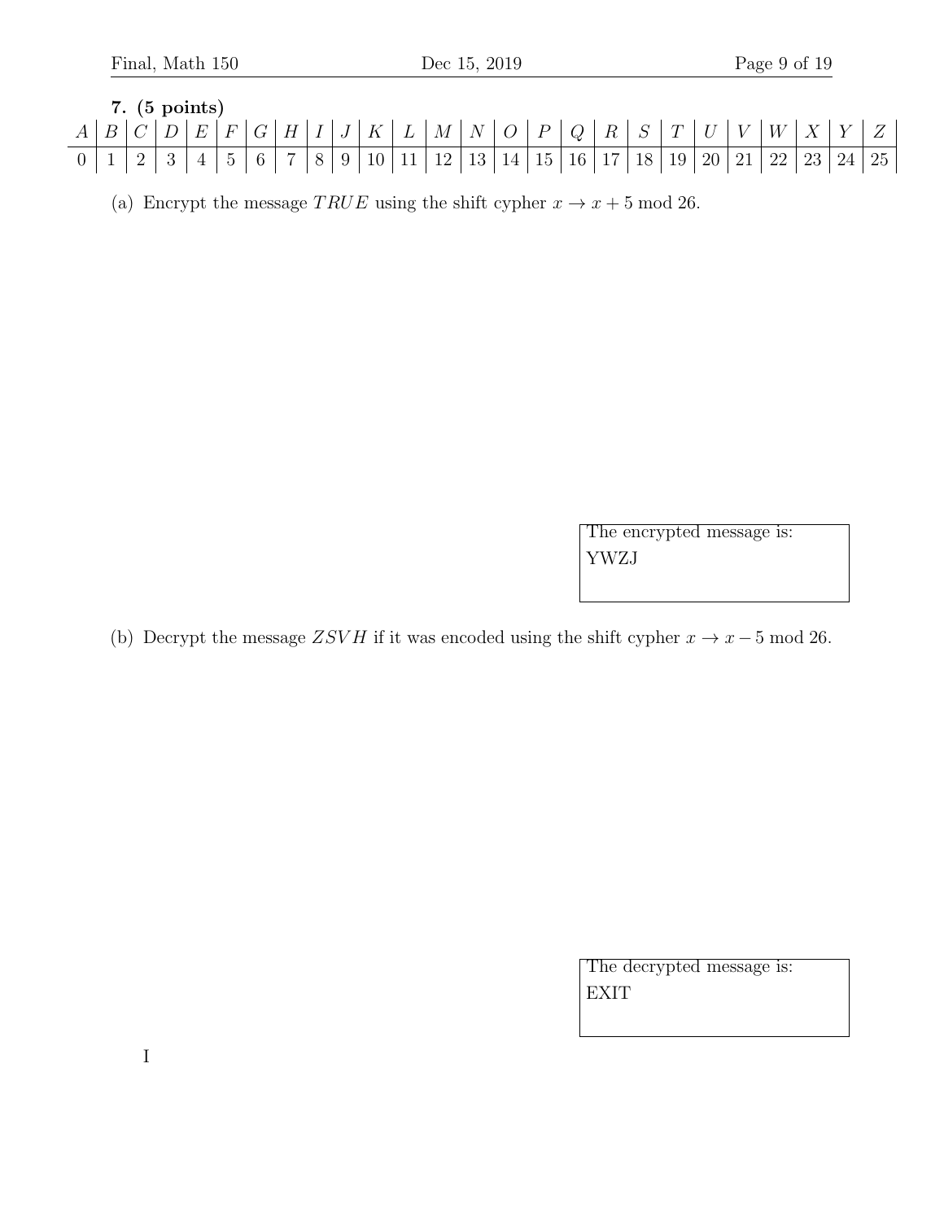**7. (5 points)**

| $A$ | $B$ | $C$ | $D$ | $E$ | $F$ | $G$ | $H$ | $I$ | $J$ | $K$ | $L$ | $M$ | $N$ | $O$ | $P$ | $Q$ | $R$ | $S$ | $T$ | $U$ | $V$ | $W$ | $X$ | $Y$ | $Z$ |
|---|---|---|---|---|---|---|---|---|---|---|---|---|---|---|---|---|---|---|---|---|---|---|---|---|---|
| 0 | 1 | 2 | 3 | 4 | 5 | 6 | 7 | 8 | 9 | 10 | 11 | 12 | 13 | 14 | 15 | 16 | 17 | 18 | 19 | 20 | 21 | 22 | 23 | 24 | 25 |

(a) Encrypt the message $TRUE$ using the shift cypher $x \to x + 5 \bmod 26$.

The encrypted message is:
YWZJ

(b) Decrypt the message $ZSVH$ if it was encoded using the shift cypher $x \to x - 5 \bmod 26$.

The decrypted message is:
EXIT

I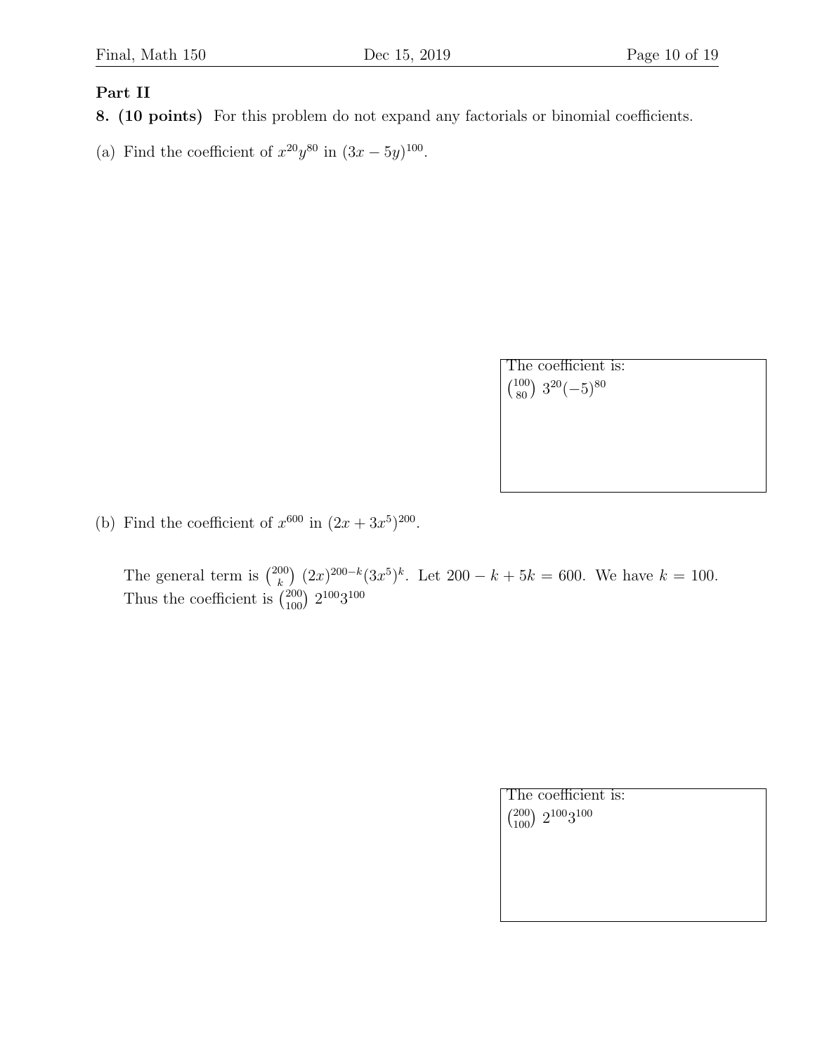## Part II

**8. (10 points)** For this problem do not expand any factorials or binomial coefficients.

(a) Find the coefficient of $x^{20}y^{80}$ in $(3x - 5y)^{100}$.

The coefficient is:
$\binom{100}{80} \, 3^{20}(-5)^{80}$

(b) Find the coefficient of $x^{600}$ in $(2x + 3x^5)^{200}$.

The general term is $\binom{200}{k} \, (2x)^{200-k}(3x^5)^k$. Let $200 - k + 5k = 600$. We have $k = 100$. Thus the coefficient is $\binom{200}{100} \, 2^{100}3^{100}$

The coefficient is:
$\binom{200}{100} \, 2^{100}3^{100}$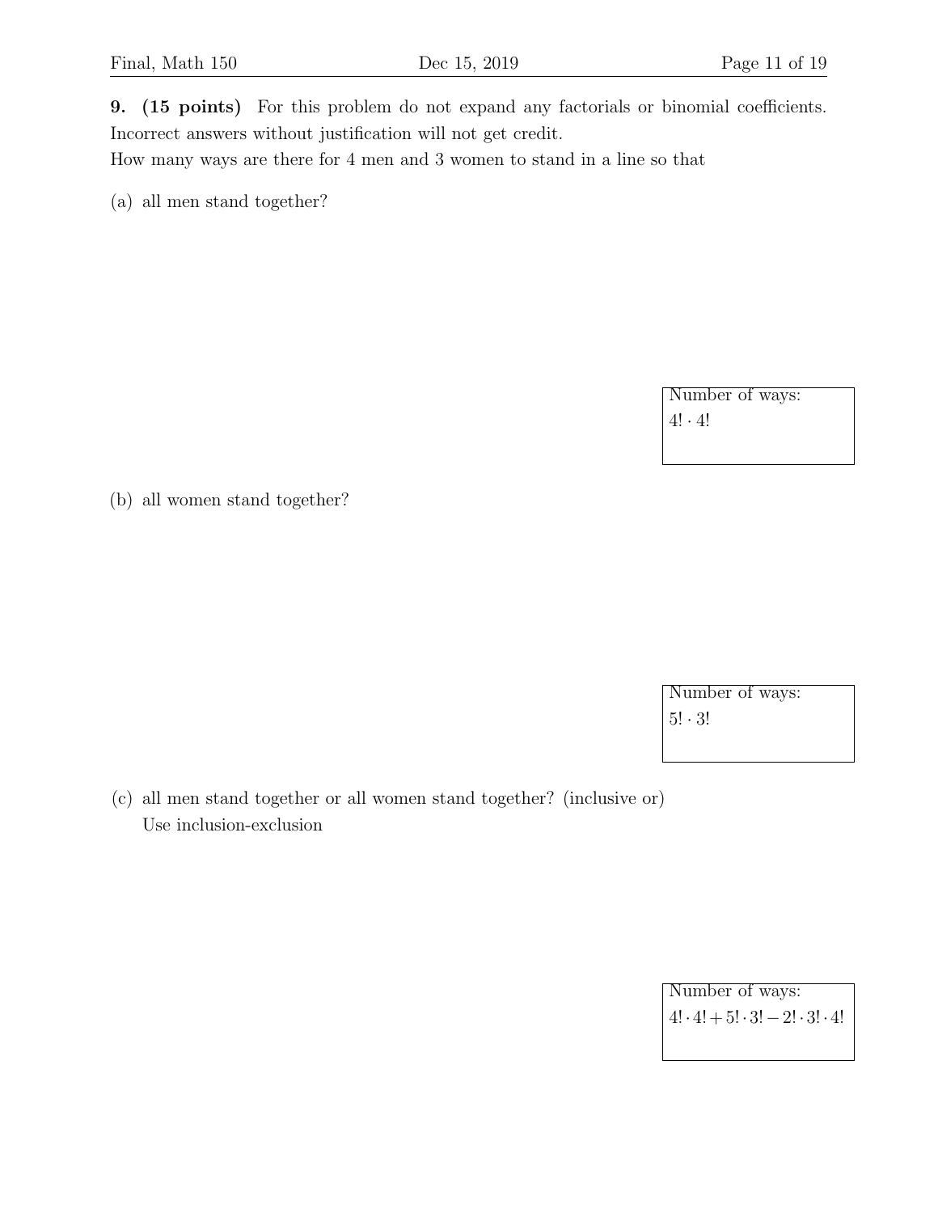**9. (15 points)** For this problem do not expand any factorials or binomial coefficients. Incorrect answers without justification will not get credit.

How many ways are there for 4 men and 3 women to stand in a line so that

(a) all men stand together?

Number of ways:
$4! \cdot 4!$

(b) all women stand together?

Number of ways:
$5! \cdot 3!$

(c) all men stand together or all women stand together? (inclusive or)
Use inclusion-exclusion

Number of ways:
$4! \cdot 4! + 5! \cdot 3! - 2! \cdot 3! \cdot 4!$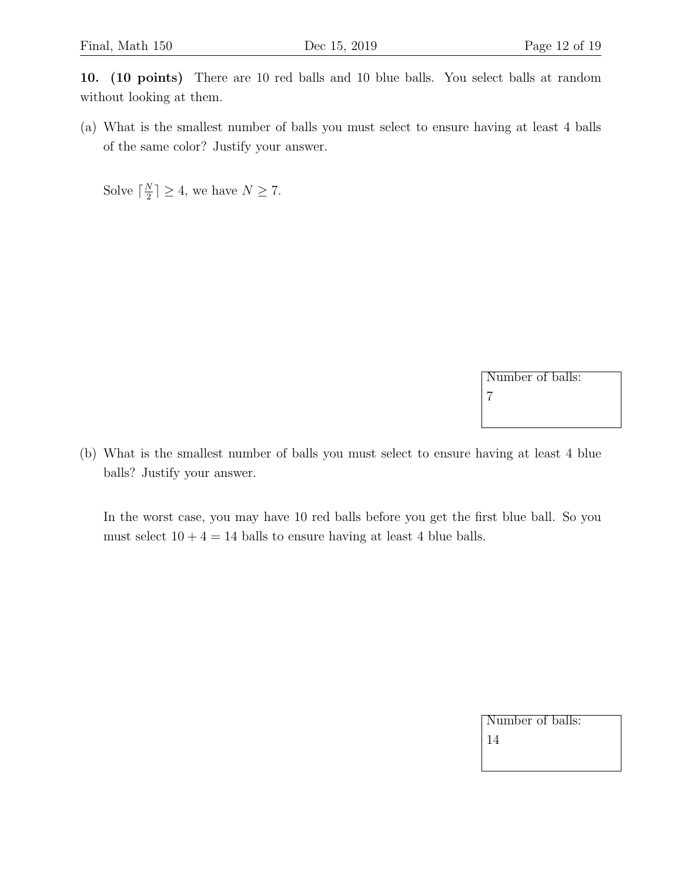**10. (10 points)** There are 10 red balls and 10 blue balls. You select balls at random without looking at them.

(a) What is the smallest number of balls you must select to ensure having at least 4 balls of the same color? Justify your answer.

Solve $\lceil \frac{N}{2} \rceil \geq 4$, we have $N \geq 7$.

Number of balls:
7

(b) What is the smallest number of balls you must select to ensure having at least 4 blue balls? Justify your answer.

In the worst case, you may have 10 red balls before you get the first blue ball. So you must select $10 + 4 = 14$ balls to ensure having at least 4 blue balls.

Number of balls:
14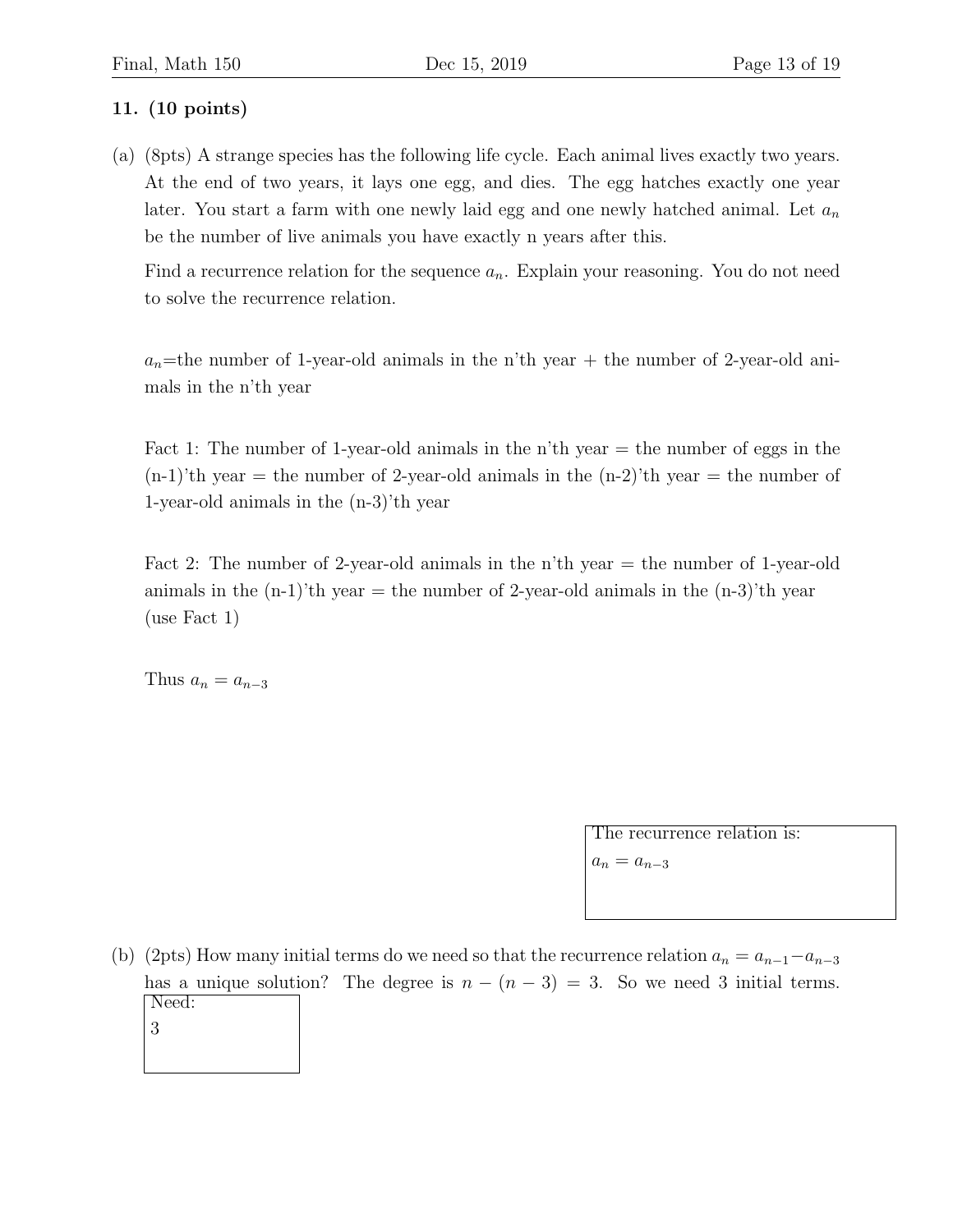## 11. (10 points)

(a) (8pts) A strange species has the following life cycle. Each animal lives exactly two years. At the end of two years, it lays one egg, and dies. The egg hatches exactly one year later. You start a farm with one newly laid egg and one newly hatched animal. Let $a_n$ be the number of live animals you have exactly n years after this.

Find a recurrence relation for the sequence $a_n$. Explain your reasoning. You do not need to solve the recurrence relation.

$a_n$=the number of 1-year-old animals in the n'th year + the number of 2-year-old animals in the n'th year

Fact 1: The number of 1-year-old animals in the n'th year = the number of eggs in the (n-1)'th year = the number of 2-year-old animals in the (n-2)'th year = the number of 1-year-old animals in the (n-3)'th year

Fact 2: The number of 2-year-old animals in the n'th year = the number of 1-year-old animals in the (n-1)'th year = the number of 2-year-old animals in the (n-3)'th year (use Fact 1)

Thus $a_n = a_{n-3}$

The recurrence relation is:

$a_n = a_{n-3}$

(b) (2pts) How many initial terms do we need so that the recurrence relation $a_n = a_{n-1} - a_{n-3}$ has a unique solution? The degree is $n - (n-3) = 3$. So we need 3 initial terms.

Need:

3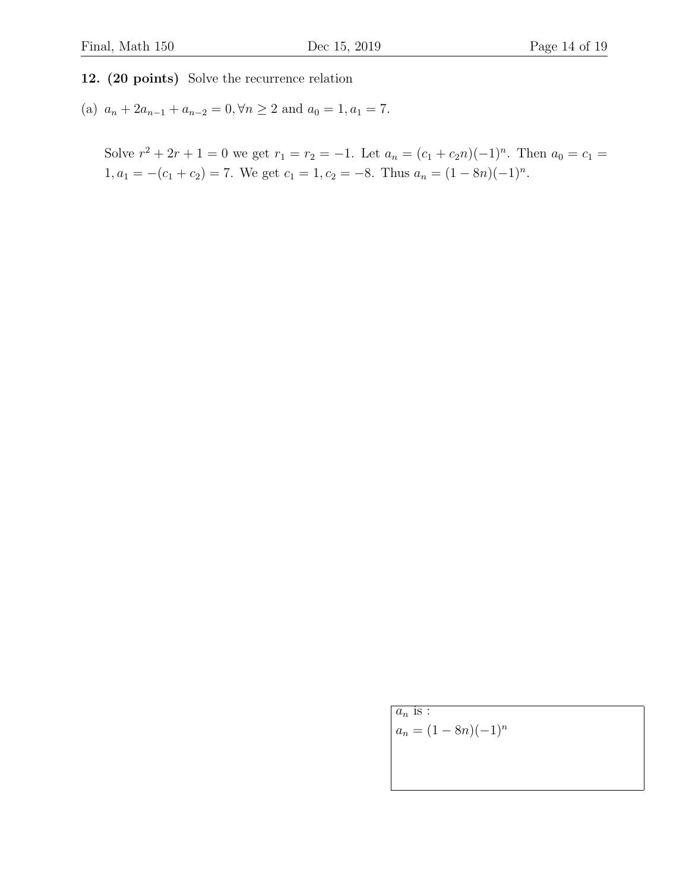**12. (20 points)** Solve the recurrence relation

(a) $a_n + 2a_{n-1} + a_{n-2} = 0, \forall n \geq 2$ and $a_0 = 1, a_1 = 7$.

Solve $r^2 + 2r + 1 = 0$ we get $r_1 = r_2 = -1$. Let $a_n = (c_1 + c_2 n)(-1)^n$. Then $a_0 = c_1 = 1, a_1 = -(c_1 + c_2) = 7$. We get $c_1 = 1, c_2 = -8$. Thus $a_n = (1 - 8n)(-1)^n$.

$a_n$ is :

$a_n = (1 - 8n)(-1)^n$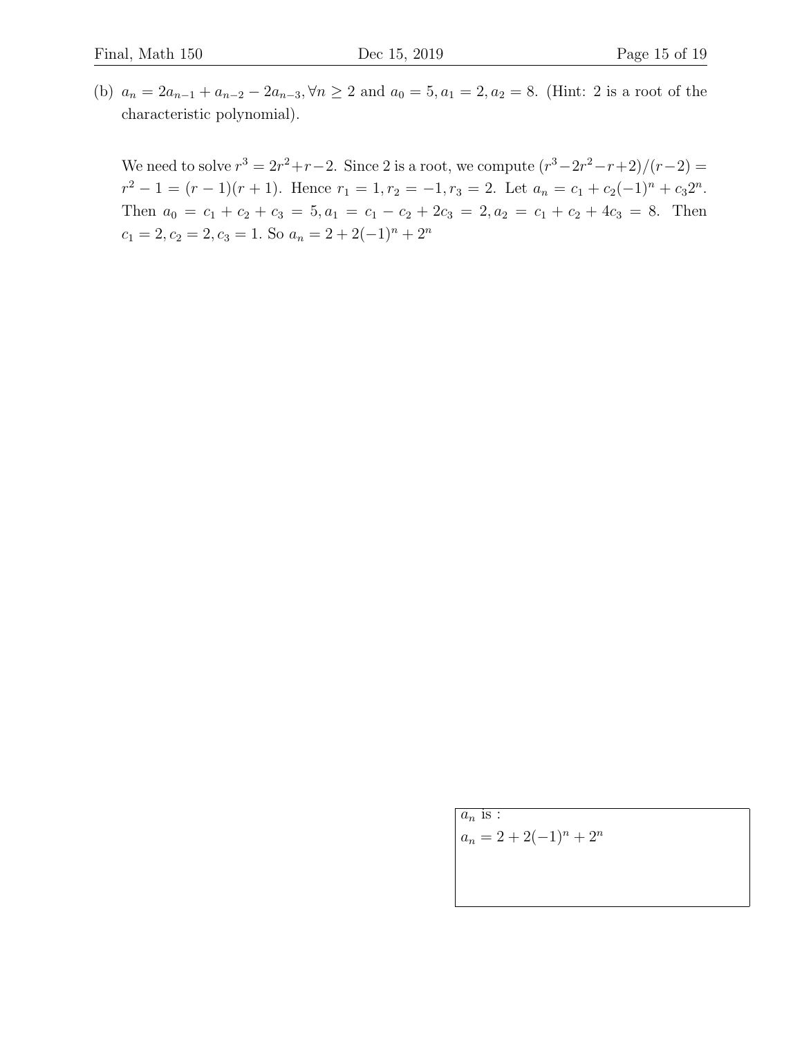(b) $a_n = 2a_{n-1} + a_{n-2} - 2a_{n-3}, \forall n \geq 2$ and $a_0 = 5, a_1 = 2, a_2 = 8$. (Hint: 2 is a root of the characteristic polynomial).

We need to solve $r^3 = 2r^2 + r - 2$. Since 2 is a root, we compute $(r^3 - 2r^2 - r + 2)/(r - 2) = r^2 - 1 = (r-1)(r+1)$. Hence $r_1 = 1, r_2 = -1, r_3 = 2$. Let $a_n = c_1 + c_2(-1)^n + c_3 2^n$. Then $a_0 = c_1 + c_2 + c_3 = 5, a_1 = c_1 - c_2 + 2c_3 = 2, a_2 = c_1 + c_2 + 4c_3 = 8$. Then $c_1 = 2, c_2 = 2, c_3 = 1$. So $a_n = 2 + 2(-1)^n + 2^n$

$a_n$ is :

$a_n = 2 + 2(-1)^n + 2^n$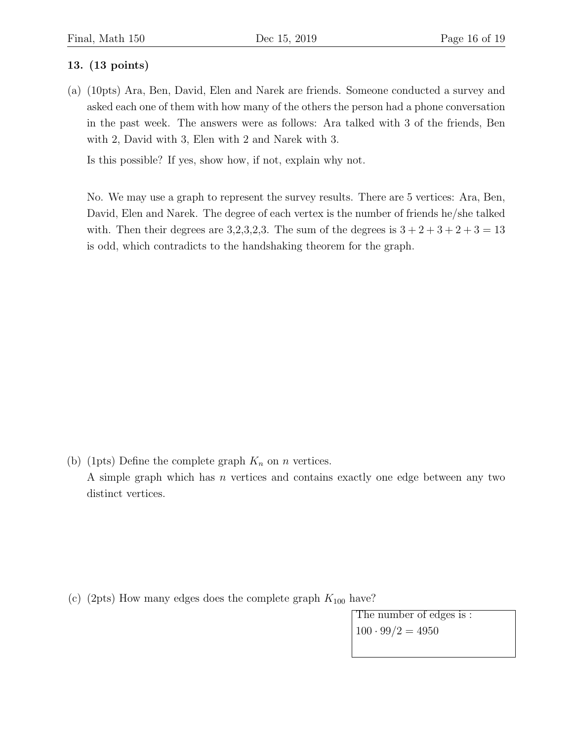**13. (13 points)**

(a) (10pts) Ara, Ben, David, Elen and Narek are friends. Someone conducted a survey and asked each one of them with how many of the others the person had a phone conversation in the past week. The answers were as follows: Ara talked with 3 of the friends, Ben with 2, David with 3, Elen with 2 and Narek with 3.

Is this possible? If yes, show how, if not, explain why not.

No. We may use a graph to represent the survey results. There are 5 vertices: Ara, Ben, David, Elen and Narek. The degree of each vertex is the number of friends he/she talked with. Then their degrees are 3,2,3,2,3. The sum of the degrees is $3 + 2 + 3 + 2 + 3 = 13$ is odd, which contradicts to the handshaking theorem for the graph.

(b) (1pts) Define the complete graph $K_n$ on $n$ vertices.

A simple graph which has $n$ vertices and contains exactly one edge between any two distinct vertices.

(c) (2pts) How many edges does the complete graph $K_{100}$ have?

The number of edges is :
$100 \cdot 99/2 = 4950$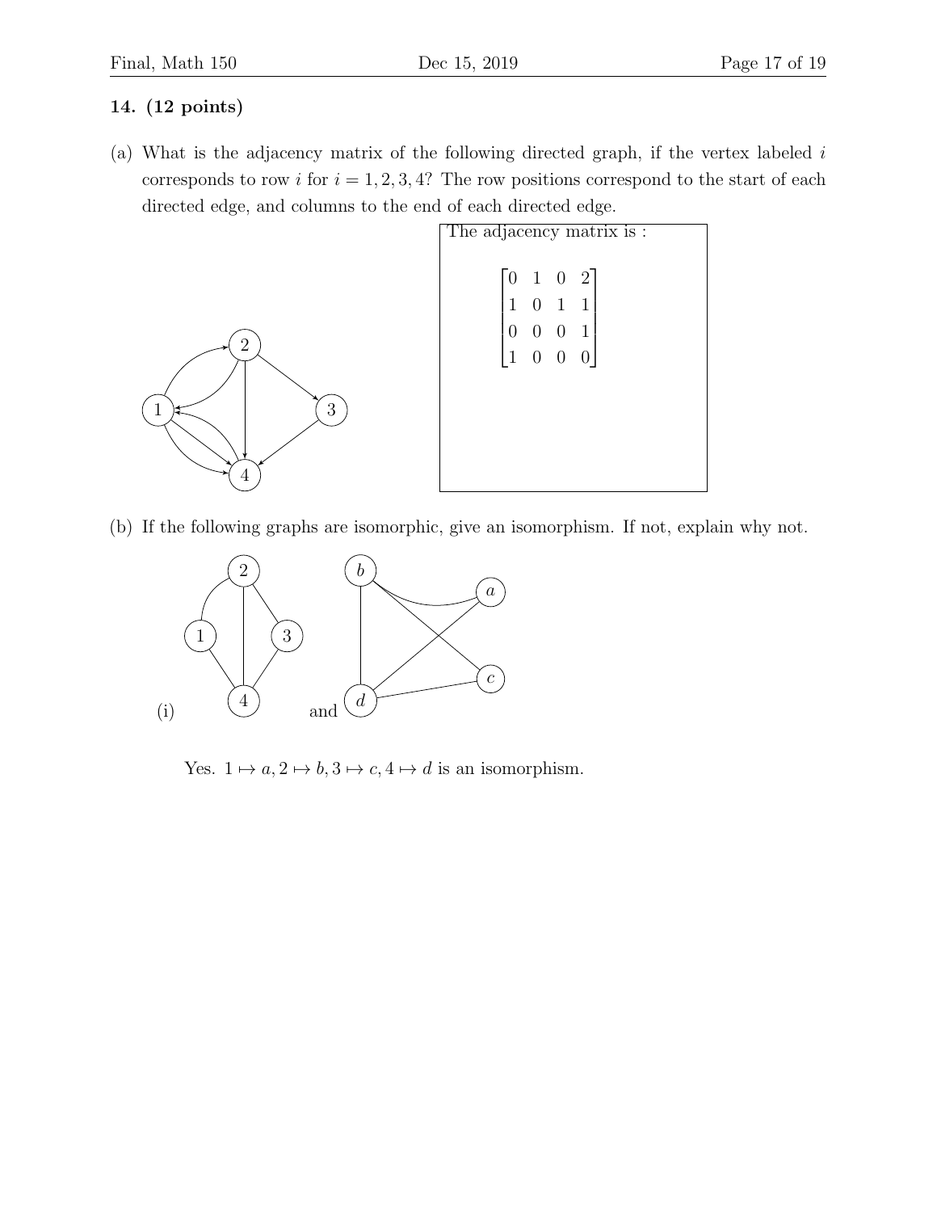**14. (12 points)**

(a) What is the adjacency matrix of the following directed graph, if the vertex labeled $i$ corresponds to row $i$ for $i = 1, 2, 3, 4$? The row positions correspond to the start of each directed edge, and columns to the end of each directed edge.

The adjacency matrix is :

$$\begin{bmatrix} 0 & 1 & 0 & 2 \\ 1 & 0 & 1 & 1 \\ 0 & 0 & 0 & 1 \\ 1 & 0 & 0 & 0 \end{bmatrix}$$

(b) If the following graphs are isomorphic, give an isomorphism. If not, explain why not.

(i) and

Yes. $1 \mapsto a, 2 \mapsto b, 3 \mapsto c, 4 \mapsto d$ is an isomorphism.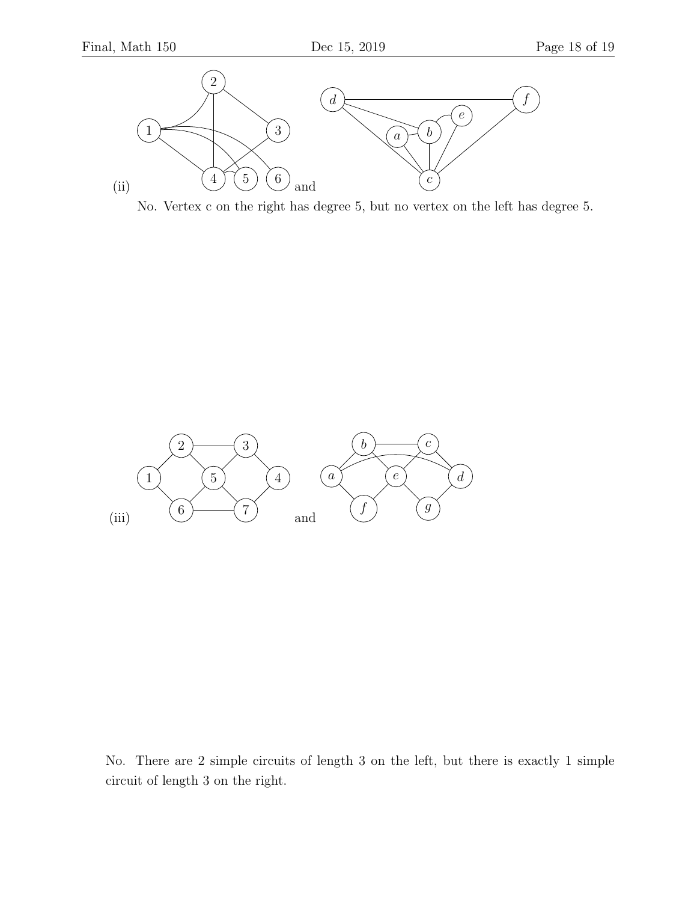(ii) and

No. Vertex c on the right has degree 5, but no vertex on the left has degree 5.

(iii) and

No. There are 2 simple circuits of length 3 on the left, but there is exactly 1 simple circuit of length 3 on the right.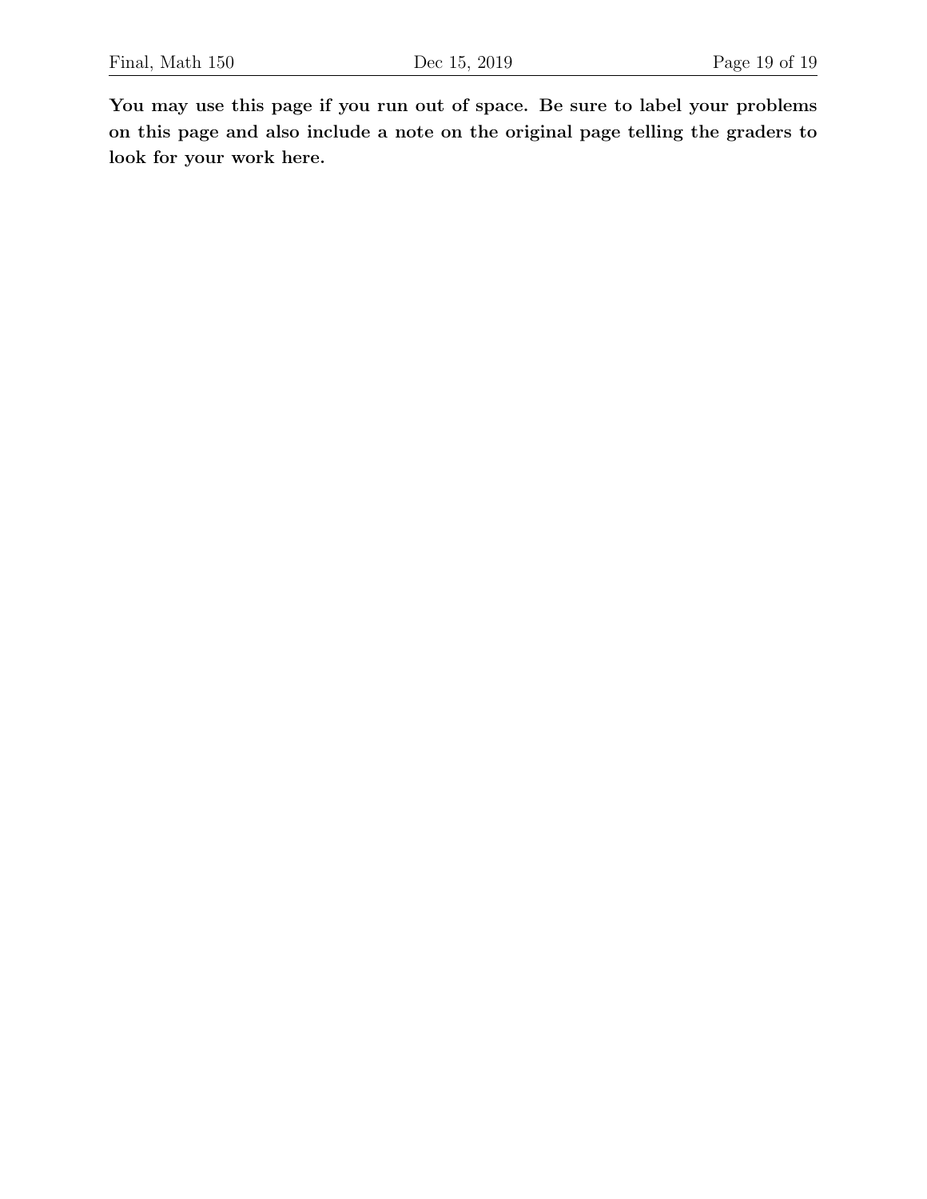**You may use this page if you run out of space. Be sure to label your problems on this page and also include a note on the original page telling the graders to look for your work here.**